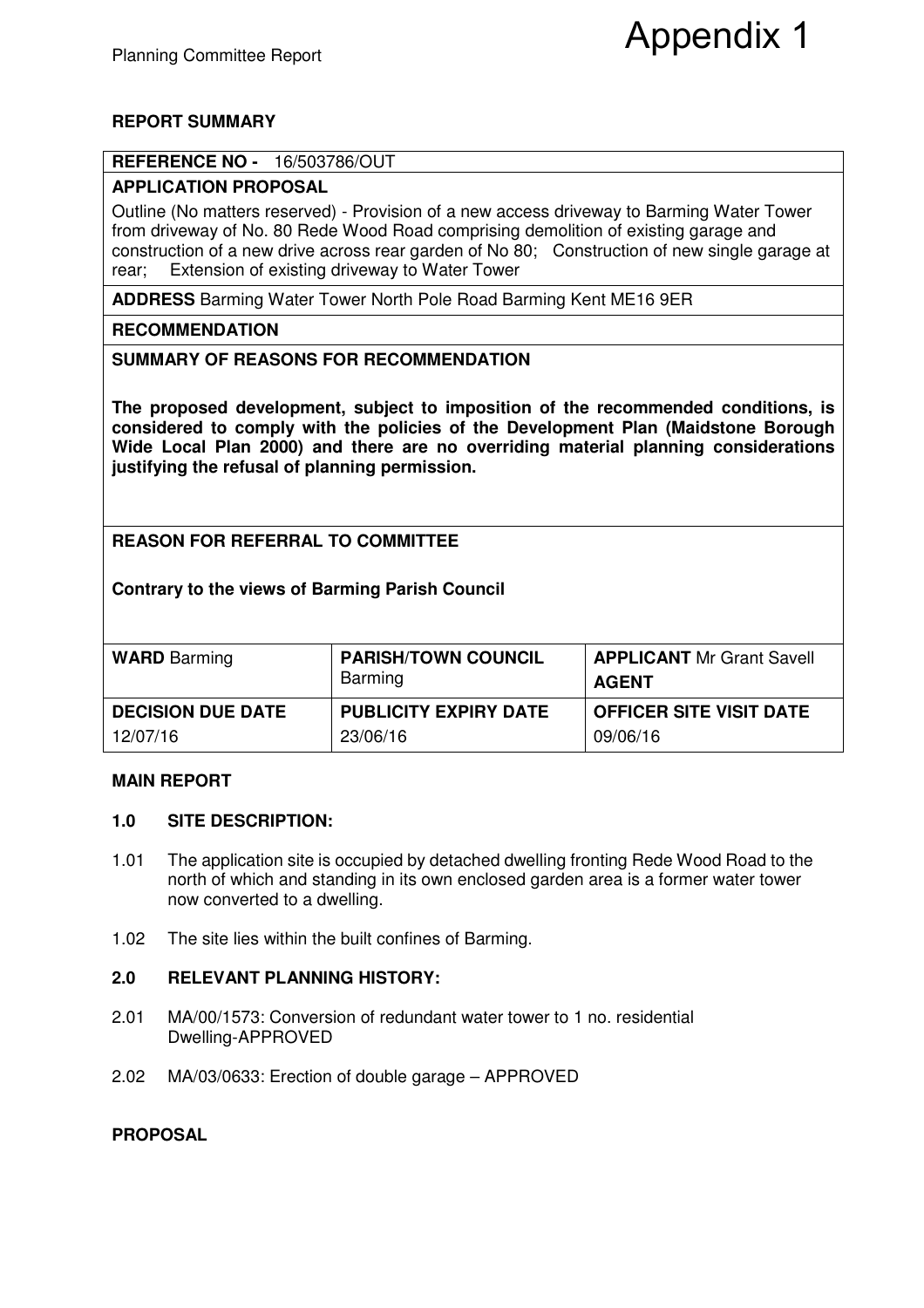Appendix 1

# REPORT SUMMARY

| **REFERENCE NO -** 16/503786/OUT | | |
|---|---|---|
| **APPLICATION PROPOSAL** Outline (No matters reserved) - Provision of a new access driveway to Barming Water Tower from driveway of No. 80 Rede Wood Road comprising demolition of existing garage and construction of a new drive across rear garden of No 80; Construction of new single garage at rear; Extension of existing driveway to Water Tower | | |
| **ADDRESS** Barming Water Tower North Pole Road Barming Kent ME16 9ER | | |
| **RECOMMENDATION** | | |
| **SUMMARY OF REASONS FOR RECOMMENDATION** **The proposed development, subject to imposition of the recommended conditions, is considered to comply with the policies of the Development Plan (Maidstone Borough Wide Local Plan 2000) and there are no overriding material planning considerations justifying the refusal of planning permission.** | | |
| **REASON FOR REFERRAL TO COMMITTEE** **Contrary to the views of Barming Parish Council** | | |
| **WARD** Barming | **PARISH/TOWN COUNCIL** Barming | **APPLICANT** Mr Grant Savell **AGENT** |
| **DECISION DUE DATE** 12/07/16 | **PUBLICITY EXPIRY DATE** 23/06/16 | **OFFICER SITE VISIT DATE** 09/06/16 |

## MAIN REPORT

### 1.0 SITE DESCRIPTION:

1.01 The application site is occupied by detached dwelling fronting Rede Wood Road to the north of which and standing in its own enclosed garden area is a former water tower now converted to a dwelling.

1.02 The site lies within the built confines of Barming.

### 2.0 RELEVANT PLANNING HISTORY:

2.01 MA/00/1573: Conversion of redundant water tower to 1 no. residential Dwelling-APPROVED

2.02 MA/03/0633: Erection of double garage – APPROVED

## PROPOSAL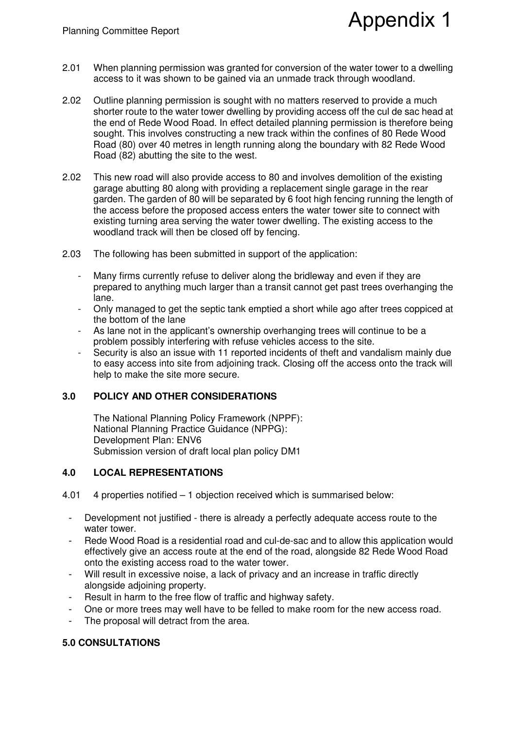2.01 When planning permission was granted for conversion of the water tower to a dwelling access to it was shown to be gained via an unmade track through woodland.

2.02 Outline planning permission is sought with no matters reserved to provide a much shorter route to the water tower dwelling by providing access off the cul de sac head at the end of Rede Wood Road. In effect detailed planning permission is therefore being sought. This involves constructing a new track within the confines of 80 Rede Wood Road (80) over 40 metres in length running along the boundary with 82 Rede Wood Road (82) abutting the site to the west.

2.02 This new road will also provide access to 80 and involves demolition of the existing garage abutting 80 along with providing a replacement single garage in the rear garden. The garden of 80 will be separated by 6 foot high fencing running the length of the access before the proposed access enters the water tower site to connect with existing turning area serving the water tower dwelling. The existing access to the woodland track will then be closed off by fencing.

2.03 The following has been submitted in support of the application:

- Many firms currently refuse to deliver along the bridleway and even if they are prepared to anything much larger than a transit cannot get past trees overhanging the lane.
- Only managed to get the septic tank emptied a short while ago after trees coppiced at the bottom of the lane
- As lane not in the applicant's ownership overhanging trees will continue to be a problem possibly interfering with refuse vehicles access to the site.
- Security is also an issue with 11 reported incidents of theft and vandalism mainly due to easy access into site from adjoining track. Closing off the access onto the track will help to make the site more secure.

## 3.0 POLICY AND OTHER CONSIDERATIONS

The National Planning Policy Framework (NPPF):
National Planning Practice Guidance (NPPG):
Development Plan: ENV6
Submission version of draft local plan policy DM1

## 4.0 LOCAL REPRESENTATIONS

4.01 4 properties notified – 1 objection received which is summarised below:

- Development not justified - there is already a perfectly adequate access route to the water tower.
- Rede Wood Road is a residential road and cul-de-sac and to allow this application would effectively give an access route at the end of the road, alongside 82 Rede Wood Road onto the existing access road to the water tower.
- Will result in excessive noise, a lack of privacy and an increase in traffic directly alongside adjoining property.
- Result in harm to the free flow of traffic and highway safety.
- One or more trees may well have to be felled to make room for the new access road.
- The proposal will detract from the area.

## 5.0 CONSULTATIONS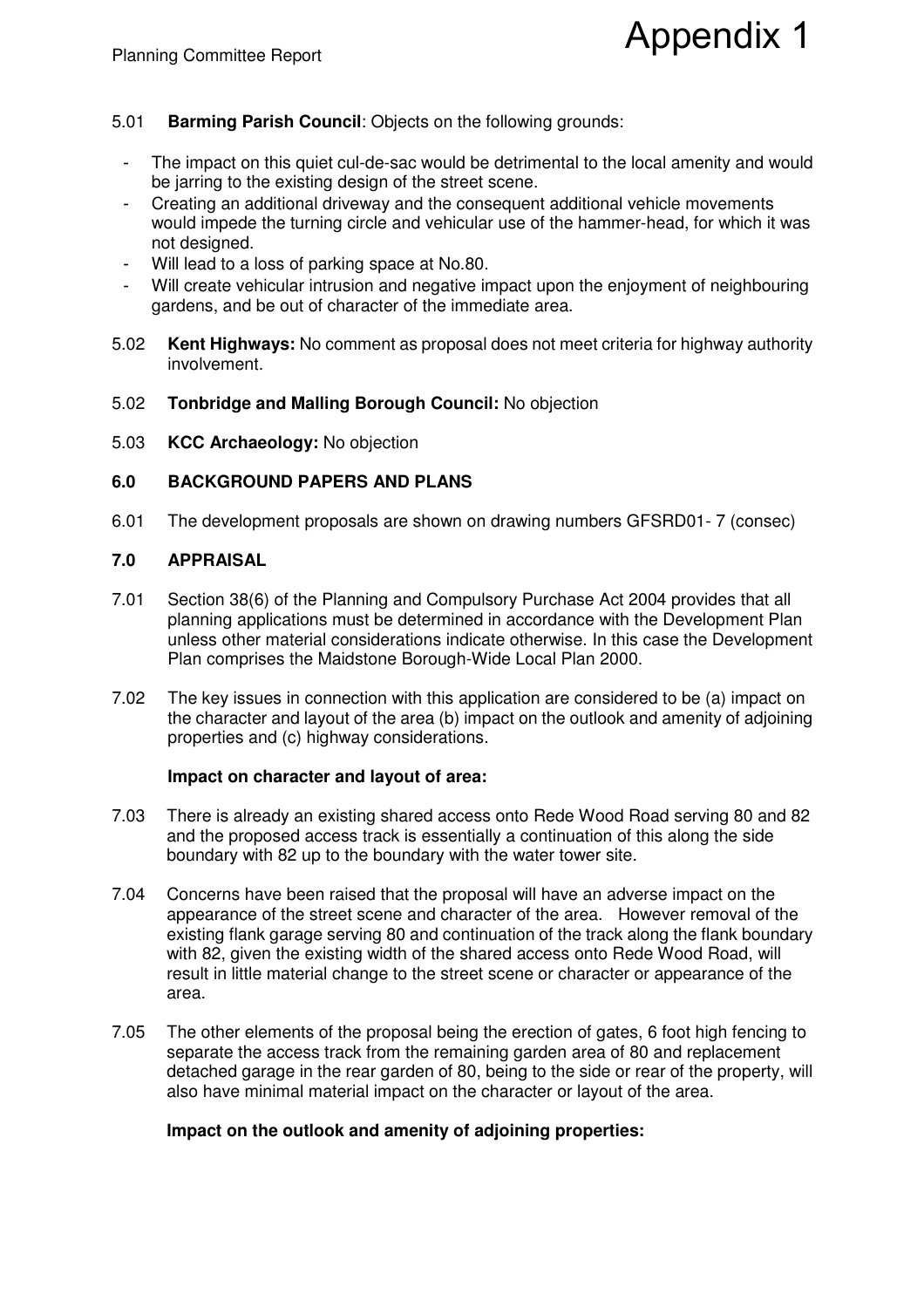5.01 **Barming Parish Council**: Objects on the following grounds:

- The impact on this quiet cul-de-sac would be detrimental to the local amenity and would be jarring to the existing design of the street scene.
- Creating an additional driveway and the consequent additional vehicle movements would impede the turning circle and vehicular use of the hammer-head, for which it was not designed.
- Will lead to a loss of parking space at No.80.
- Will create vehicular intrusion and negative impact upon the enjoyment of neighbouring gardens, and be out of character of the immediate area.

5.02 **Kent Highways:** No comment as proposal does not meet criteria for highway authority involvement.

5.02 **Tonbridge and Malling Borough Council:** No objection

5.03 **KCC Archaeology:** No objection

## 6.0 BACKGROUND PAPERS AND PLANS

6.01 The development proposals are shown on drawing numbers GFSRD01- 7 (consec)

## 7.0 APPRAISAL

7.01 Section 38(6) of the Planning and Compulsory Purchase Act 2004 provides that all planning applications must be determined in accordance with the Development Plan unless other material considerations indicate otherwise. In this case the Development Plan comprises the Maidstone Borough-Wide Local Plan 2000.

7.02 The key issues in connection with this application are considered to be (a) impact on the character and layout of the area (b) impact on the outlook and amenity of adjoining properties and (c) highway considerations.

**Impact on character and layout of area:**

7.03 There is already an existing shared access onto Rede Wood Road serving 80 and 82 and the proposed access track is essentially a continuation of this along the side boundary with 82 up to the boundary with the water tower site.

7.04 Concerns have been raised that the proposal will have an adverse impact on the appearance of the street scene and character of the area. However removal of the existing flank garage serving 80 and continuation of the track along the flank boundary with 82, given the existing width of the shared access onto Rede Wood Road, will result in little material change to the street scene or character or appearance of the area.

7.05 The other elements of the proposal being the erection of gates, 6 foot high fencing to separate the access track from the remaining garden area of 80 and replacement detached garage in the rear garden of 80, being to the side or rear of the property, will also have minimal material impact on the character or layout of the area.

**Impact on the outlook and amenity of adjoining properties:**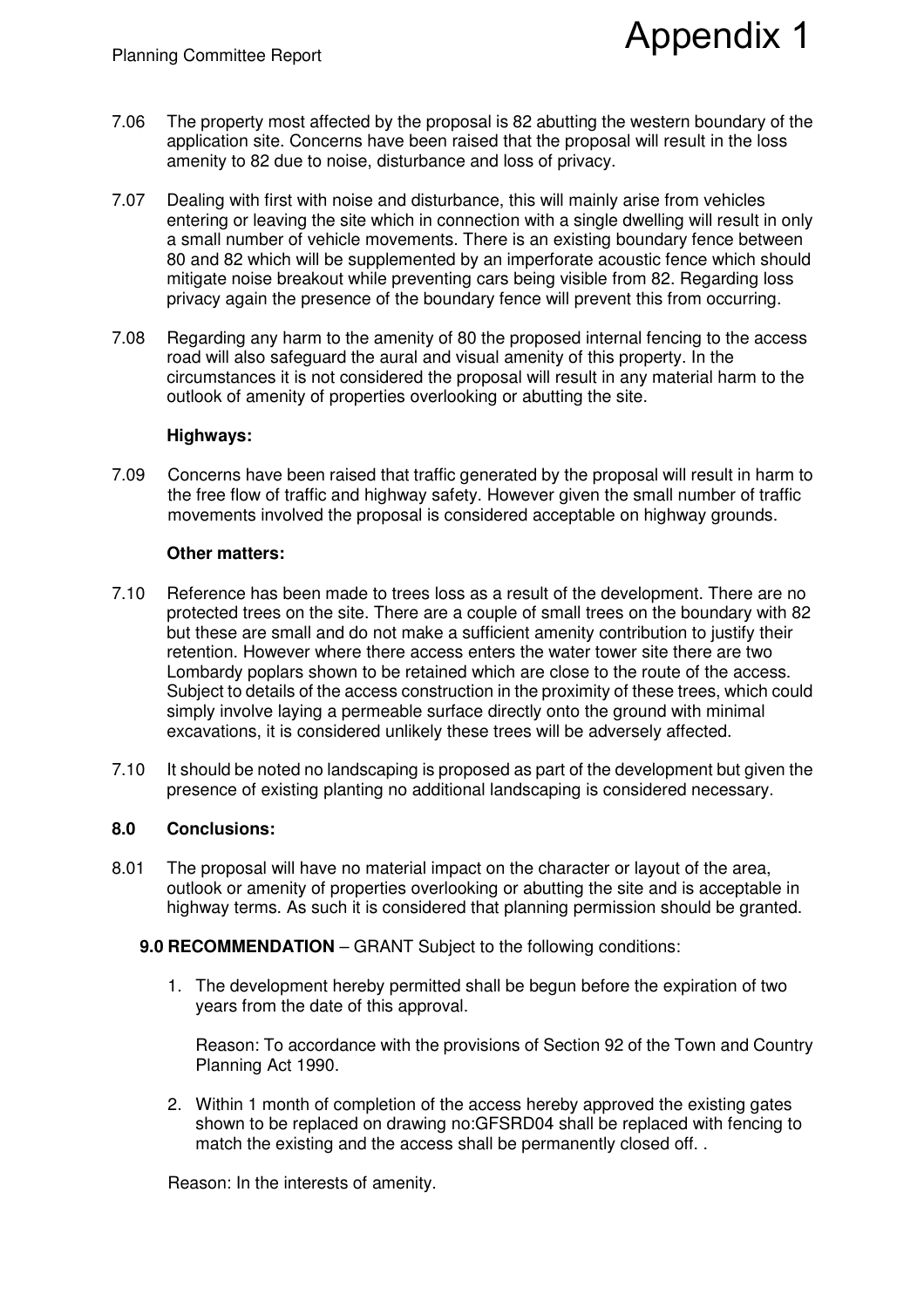7.06 The property most affected by the proposal is 82 abutting the western boundary of the application site. Concerns have been raised that the proposal will result in the loss amenity to 82 due to noise, disturbance and loss of privacy.

7.07 Dealing with first with noise and disturbance, this will mainly arise from vehicles entering or leaving the site which in connection with a single dwelling will result in only a small number of vehicle movements. There is an existing boundary fence between 80 and 82 which will be supplemented by an imperforate acoustic fence which should mitigate noise breakout while preventing cars being visible from 82. Regarding loss privacy again the presence of the boundary fence will prevent this from occurring.

7.08 Regarding any harm to the amenity of 80 the proposed internal fencing to the access road will also safeguard the aural and visual amenity of this property. In the circumstances it is not considered the proposal will result in any material harm to the outlook of amenity of properties overlooking or abutting the site.

**Highways:**

7.09 Concerns have been raised that traffic generated by the proposal will result in harm to the free flow of traffic and highway safety. However given the small number of traffic movements involved the proposal is considered acceptable on highway grounds.

**Other matters:**

7.10 Reference has been made to trees loss as a result of the development. There are no protected trees on the site. There are a couple of small trees on the boundary with 82 but these are small and do not make a sufficient amenity contribution to justify their retention. However where there access enters the water tower site there are two Lombardy poplars shown to be retained which are close to the route of the access. Subject to details of the access construction in the proximity of these trees, which could simply involve laying a permeable surface directly onto the ground with minimal excavations, it is considered unlikely these trees will be adversely affected.

7.10 It should be noted no landscaping is proposed as part of the development but given the presence of existing planting no additional landscaping is considered necessary.

## 8.0 Conclusions:

8.01 The proposal will have no material impact on the character or layout of the area, outlook or amenity of properties overlooking or abutting the site and is acceptable in highway terms. As such it is considered that planning permission should be granted.

**9.0 RECOMMENDATION** – GRANT Subject to the following conditions:

1. The development hereby permitted shall be begun before the expiration of two years from the date of this approval.

   Reason: To accordance with the provisions of Section 92 of the Town and Country Planning Act 1990.

2. Within 1 month of completion of the access hereby approved the existing gates shown to be replaced on drawing no:GFSRD04 shall be replaced with fencing to match the existing and the access shall be permanently closed off. .

   Reason: In the interests of amenity.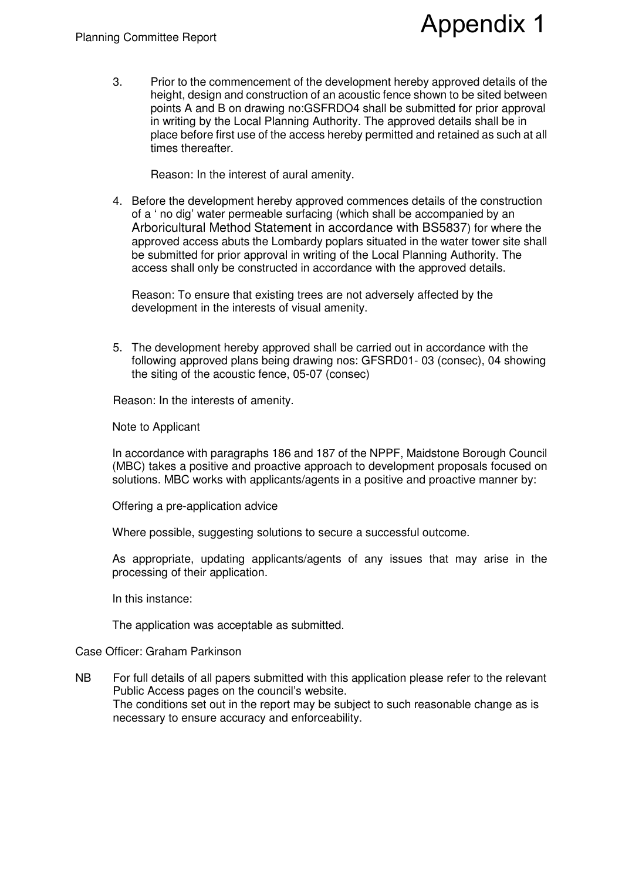# Appendix 1

3. Prior to the commencement of the development hereby approved details of the height, design and construction of an acoustic fence shown to be sited between points A and B on drawing no:GSFRDO4 shall be submitted for prior approval in writing by the Local Planning Authority. The approved details shall be in place before first use of the access hereby permitted and retained as such at all times thereafter.

   Reason: In the interest of aural amenity.

4. Before the development hereby approved commences details of the construction of a ' no dig' water permeable surfacing (which shall be accompanied by an Arboricultural Method Statement in accordance with BS5837) for where the approved access abuts the Lombardy poplars situated in the water tower site shall be submitted for prior approval in writing of the Local Planning Authority. The access shall only be constructed in accordance with the approved details.

   Reason: To ensure that existing trees are not adversely affected by the development in the interests of visual amenity.

5. The development hereby approved shall be carried out in accordance with the following approved plans being drawing nos: GFSRD01- 03 (consec), 04 showing the siting of the acoustic fence, 05-07 (consec)

Reason: In the interests of amenity.

Note to Applicant

In accordance with paragraphs 186 and 187 of the NPPF, Maidstone Borough Council (MBC) takes a positive and proactive approach to development proposals focused on solutions. MBC works with applicants/agents in a positive and proactive manner by:

Offering a pre-application advice

Where possible, suggesting solutions to secure a successful outcome.

As appropriate, updating applicants/agents of any issues that may arise in the processing of their application.

In this instance:

The application was acceptable as submitted.

Case Officer: Graham Parkinson

NB For full details of all papers submitted with this application please refer to the relevant Public Access pages on the council's website.
The conditions set out in the report may be subject to such reasonable change as is necessary to ensure accuracy and enforceability.